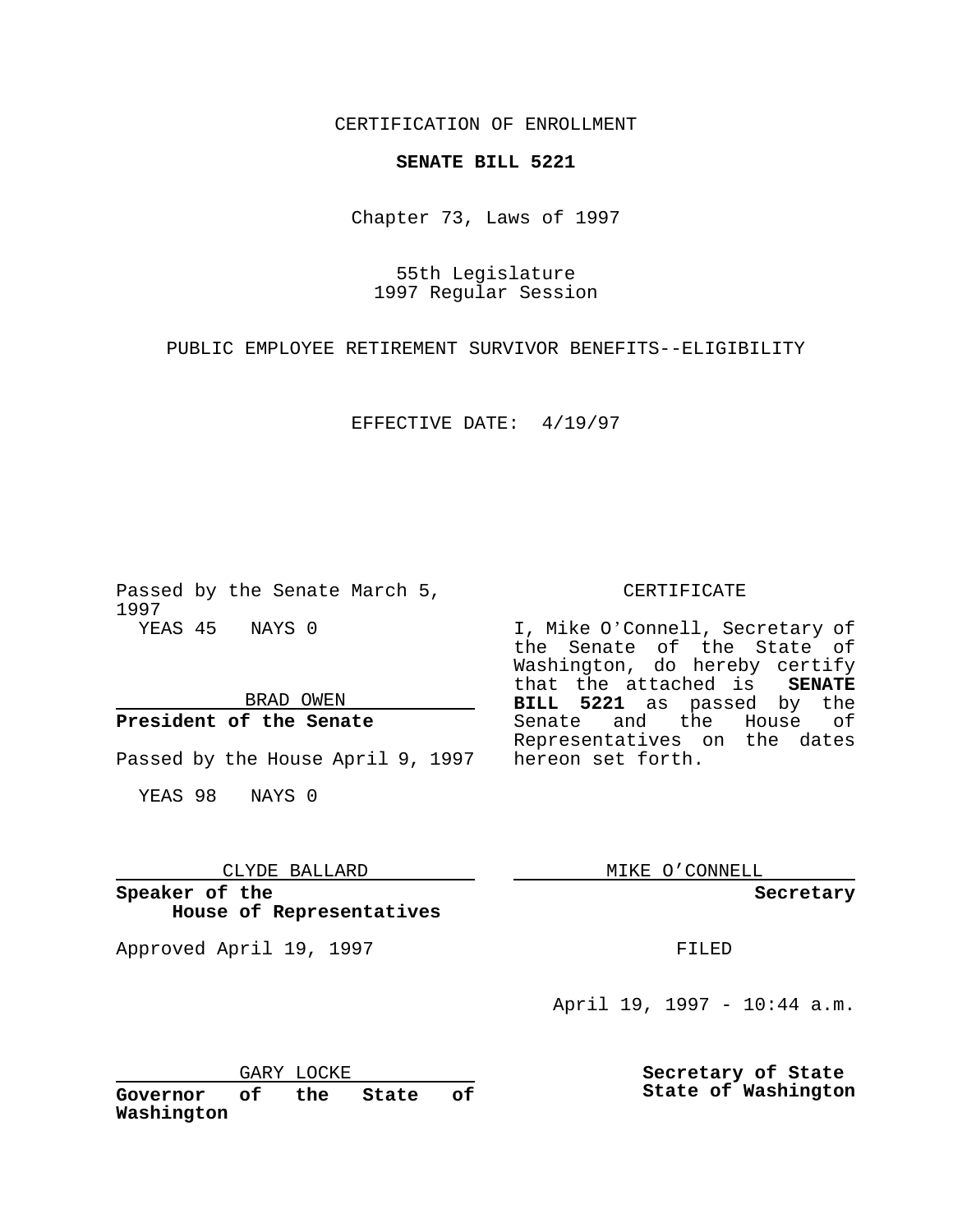CERTIFICATION OF ENROLLMENT

**SENATE BILL 5221**

Chapter 73, Laws of 1997

55th Legislature
1997 Regular Session

PUBLIC EMPLOYEE RETIREMENT SURVIVOR BENEFITS--ELIGIBILITY

EFFECTIVE DATE: 4/19/97

Passed by the Senate March 5, 1997
YEAS 45 NAYS 0

BRAD OWEN
**President of the Senate**

Passed by the House April 9, 1997

YEAS 98 NAYS 0

CLYDE BALLARD
**Speaker of the House of Representatives**

Approved April 19, 1997

GARY LOCKE
**Governor of the State of Washington**

CERTIFICATE

I, Mike O'Connell, Secretary of the Senate of the State of Washington, do hereby certify that the attached is **SENATE BILL 5221** as passed by the Senate and the House of Representatives on the dates hereon set forth.

MIKE O'CONNELL
**Secretary**

FILED

April 19, 1997 - 10:44 a.m.

**Secretary of State State of Washington**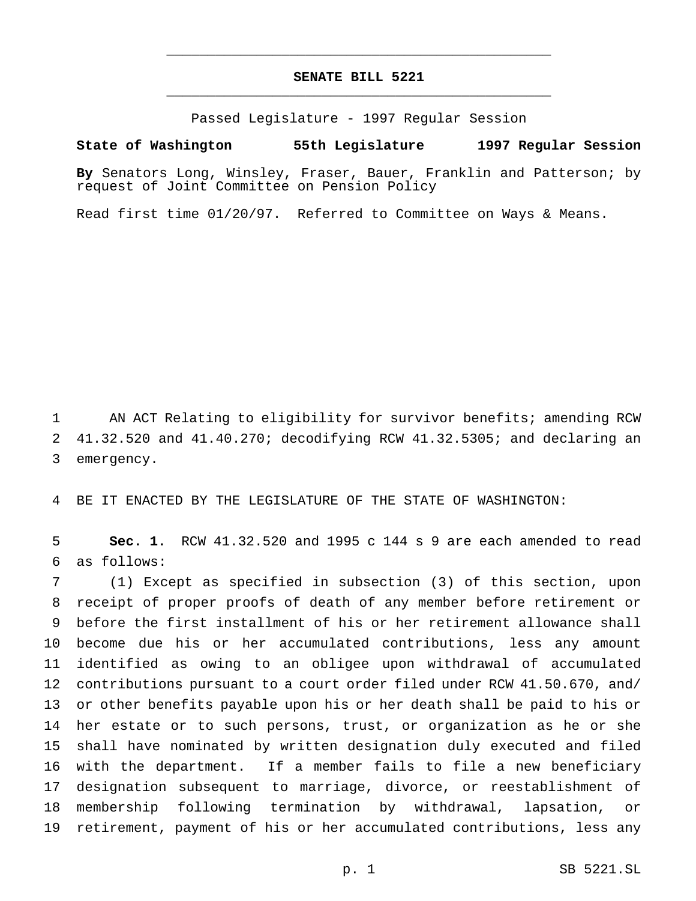# SENATE BILL 5221

Passed Legislature - 1997 Regular Session

**State of Washington 55th Legislature 1997 Regular Session**

**By** Senators Long, Winsley, Fraser, Bauer, Franklin and Patterson; by request of Joint Committee on Pension Policy

Read first time 01/20/97. Referred to Committee on Ways & Means.

AN ACT Relating to eligibility for survivor benefits; amending RCW 41.32.520 and 41.40.270; decodifying RCW 41.32.5305; and declaring an emergency.

BE IT ENACTED BY THE LEGISLATURE OF THE STATE OF WASHINGTON:

**Sec. 1.** RCW 41.32.520 and 1995 c 144 s 9 are each amended to read as follows:

(1) Except as specified in subsection (3) of this section, upon receipt of proper proofs of death of any member before retirement or before the first installment of his or her retirement allowance shall become due his or her accumulated contributions, less any amount identified as owing to an obligee upon withdrawal of accumulated contributions pursuant to a court order filed under RCW 41.50.670, and/or other benefits payable upon his or her death shall be paid to his or her estate or to such persons, trust, or organization as he or she shall have nominated by written designation duly executed and filed with the department. If a member fails to file a new beneficiary designation subsequent to marriage, divorce, or reestablishment of membership following termination by withdrawal, lapsation, or retirement, payment of his or her accumulated contributions, less any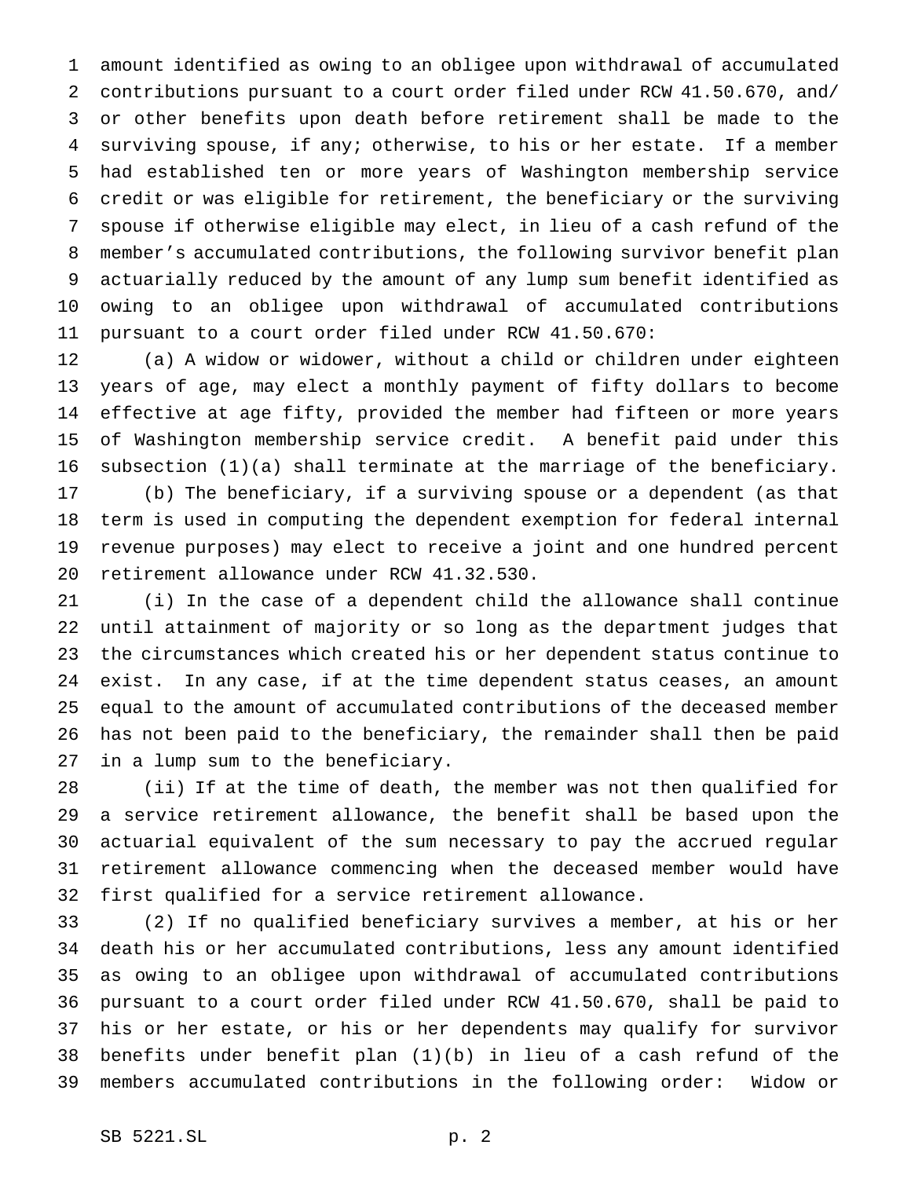amount identified as owing to an obligee upon withdrawal of accumulated contributions pursuant to a court order filed under RCW 41.50.670, and/or other benefits upon death before retirement shall be made to the surviving spouse, if any; otherwise, to his or her estate. If a member had established ten or more years of Washington membership service credit or was eligible for retirement, the beneficiary or the surviving spouse if otherwise eligible may elect, in lieu of a cash refund of the member's accumulated contributions, the following survivor benefit plan actuarially reduced by the amount of any lump sum benefit identified as owing to an obligee upon withdrawal of accumulated contributions pursuant to a court order filed under RCW 41.50.670:

(a) A widow or widower, without a child or children under eighteen years of age, may elect a monthly payment of fifty dollars to become effective at age fifty, provided the member had fifteen or more years of Washington membership service credit. A benefit paid under this subsection (1)(a) shall terminate at the marriage of the beneficiary.

(b) The beneficiary, if a surviving spouse or a dependent (as that term is used in computing the dependent exemption for federal internal revenue purposes) may elect to receive a joint and one hundred percent retirement allowance under RCW 41.32.530.

(i) In the case of a dependent child the allowance shall continue until attainment of majority or so long as the department judges that the circumstances which created his or her dependent status continue to exist. In any case, if at the time dependent status ceases, an amount equal to the amount of accumulated contributions of the deceased member has not been paid to the beneficiary, the remainder shall then be paid in a lump sum to the beneficiary.

(ii) If at the time of death, the member was not then qualified for a service retirement allowance, the benefit shall be based upon the actuarial equivalent of the sum necessary to pay the accrued regular retirement allowance commencing when the deceased member would have first qualified for a service retirement allowance.

(2) If no qualified beneficiary survives a member, at his or her death his or her accumulated contributions, less any amount identified as owing to an obligee upon withdrawal of accumulated contributions pursuant to a court order filed under RCW 41.50.670, shall be paid to his or her estate, or his or her dependents may qualify for survivor benefits under benefit plan (1)(b) in lieu of a cash refund of the members accumulated contributions in the following order: Widow or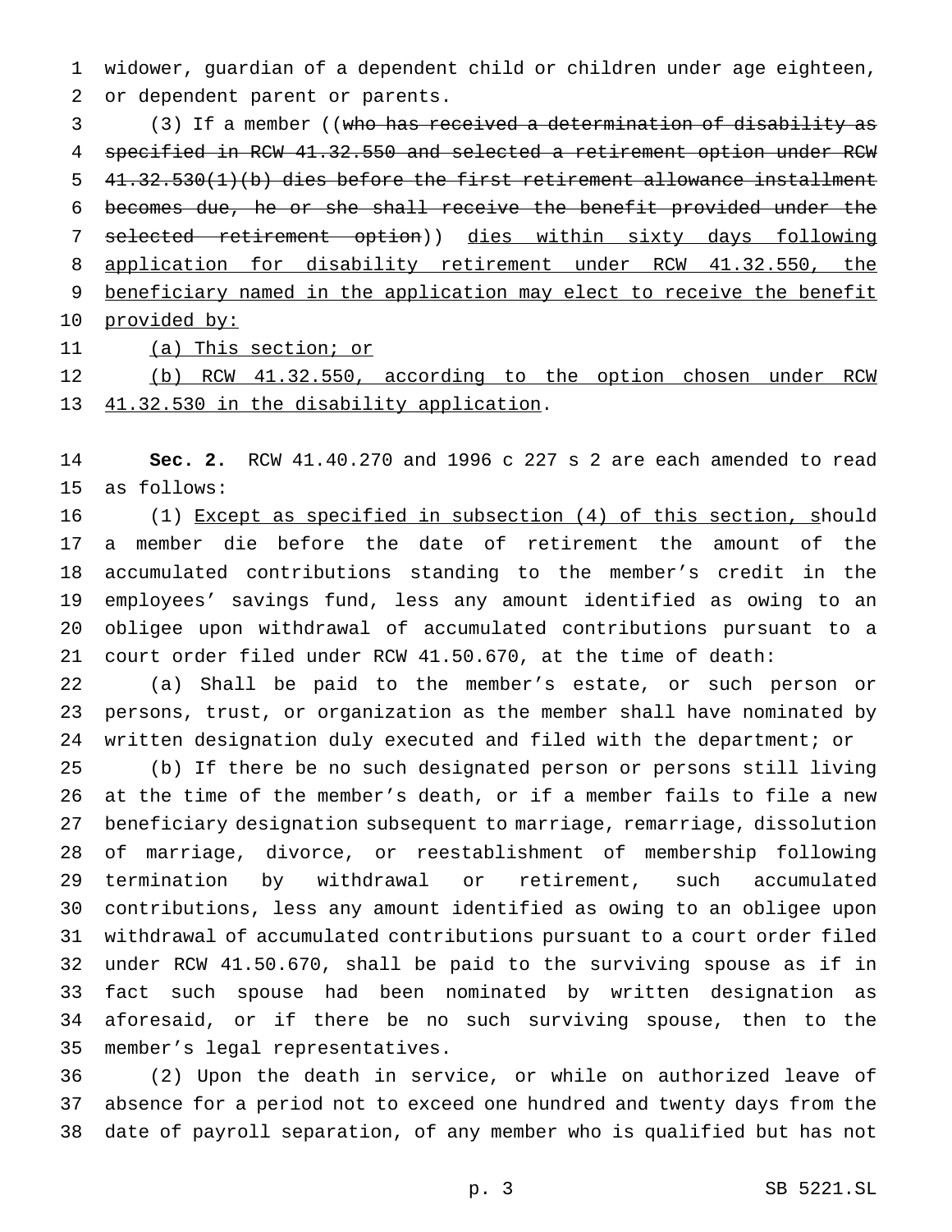widower, guardian of a dependent child or children under age eighteen, or dependent parent or parents.

(3) If a member ((~~who has received a determination of disability as specified in RCW 41.32.550 and selected a retirement option under RCW 41.32.530(1)(b) dies before the first retirement allowance installment becomes due, he or she shall receive the benefit provided under the selected retirement option~~)) <u>dies within sixty days following application for disability retirement under RCW 41.32.550, the beneficiary named in the application may elect to receive the benefit provided by:</u>

<u>(a) This section; or</u>

<u>(b) RCW 41.32.550, according to the option chosen under RCW 41.32.530 in the disability application</u>.

**Sec. 2.** RCW 41.40.270 and 1996 c 227 s 2 are each amended to read as follows:

(1) <u>Except as specified in subsection (4) of this section, s</u>hould a member die before the date of retirement the amount of the accumulated contributions standing to the member's credit in the employees' savings fund, less any amount identified as owing to an obligee upon withdrawal of accumulated contributions pursuant to a court order filed under RCW 41.50.670, at the time of death:

(a) Shall be paid to the member's estate, or such person or persons, trust, or organization as the member shall have nominated by written designation duly executed and filed with the department; or

(b) If there be no such designated person or persons still living at the time of the member's death, or if a member fails to file a new beneficiary designation subsequent to marriage, remarriage, dissolution of marriage, divorce, or reestablishment of membership following termination by withdrawal or retirement, such accumulated contributions, less any amount identified as owing to an obligee upon withdrawal of accumulated contributions pursuant to a court order filed under RCW 41.50.670, shall be paid to the surviving spouse as if in fact such spouse had been nominated by written designation as aforesaid, or if there be no such surviving spouse, then to the member's legal representatives.

(2) Upon the death in service, or while on authorized leave of absence for a period not to exceed one hundred and twenty days from the date of payroll separation, of any member who is qualified but has not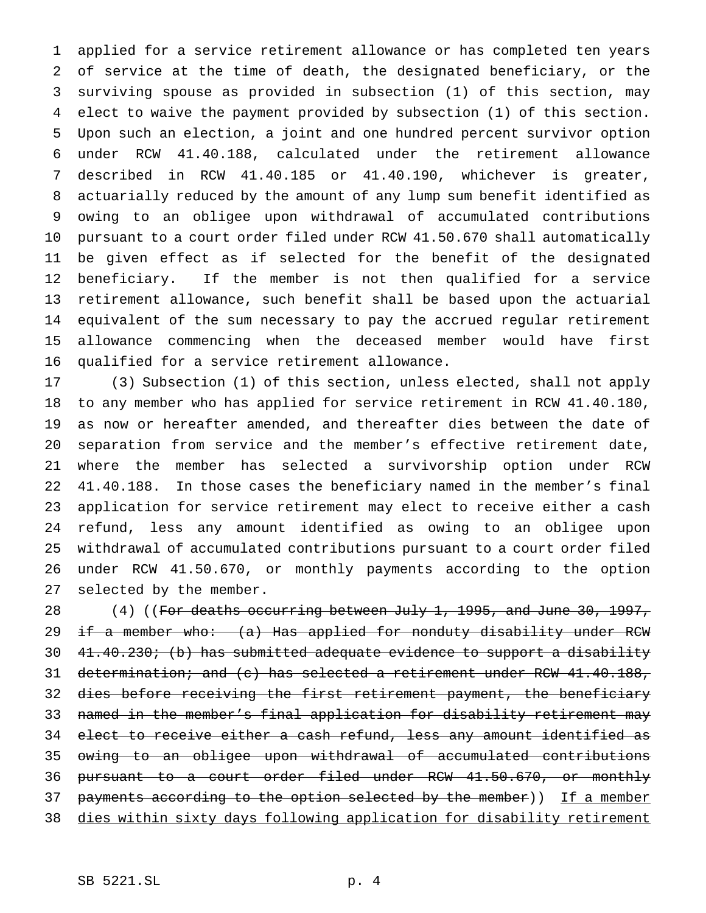applied for a service retirement allowance or has completed ten years of service at the time of death, the designated beneficiary, or the surviving spouse as provided in subsection (1) of this section, may elect to waive the payment provided by subsection (1) of this section. Upon such an election, a joint and one hundred percent survivor option under RCW 41.40.188, calculated under the retirement allowance described in RCW 41.40.185 or 41.40.190, whichever is greater, actuarially reduced by the amount of any lump sum benefit identified as owing to an obligee upon withdrawal of accumulated contributions pursuant to a court order filed under RCW 41.50.670 shall automatically be given effect as if selected for the benefit of the designated beneficiary. If the member is not then qualified for a service retirement allowance, such benefit shall be based upon the actuarial equivalent of the sum necessary to pay the accrued regular retirement allowance commencing when the deceased member would have first qualified for a service retirement allowance.

(3) Subsection (1) of this section, unless elected, shall not apply to any member who has applied for service retirement in RCW 41.40.180, as now or hereafter amended, and thereafter dies between the date of separation from service and the member's effective retirement date, where the member has selected a survivorship option under RCW 41.40.188. In those cases the beneficiary named in the member's final application for service retirement may elect to receive either a cash refund, less any amount identified as owing to an obligee upon withdrawal of accumulated contributions pursuant to a court order filed under RCW 41.50.670, or monthly payments according to the option selected by the member.

(4) ((~~For deaths occurring between July 1, 1995, and June 30, 1997, if a member who: (a) Has applied for nonduty disability under RCW 41.40.230; (b) has submitted adequate evidence to support a disability determination; and (c) has selected a retirement under RCW 41.40.188, dies before receiving the first retirement payment, the beneficiary named in the member's final application for disability retirement may elect to receive either a cash refund, less any amount identified as owing to an obligee upon withdrawal of accumulated contributions pursuant to a court order filed under RCW 41.50.670, or monthly payments according to the option selected by the member~~)) <u>If a member dies within sixty days following application for disability retirement</u>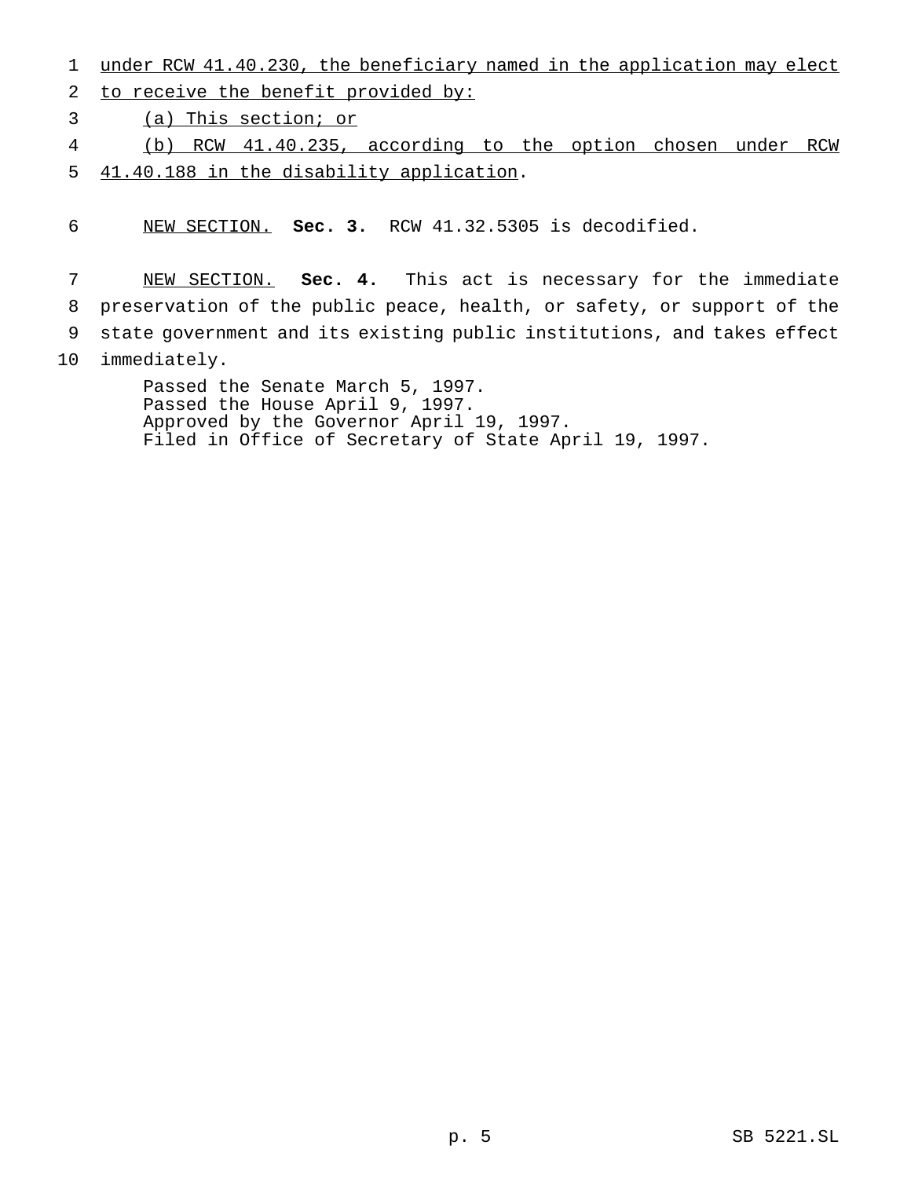under RCW 41.40.230, the beneficiary named in the application may elect to receive the benefit provided by:

(a) This section; or

(b) RCW 41.40.235, according to the option chosen under RCW 41.40.188 in the disability application.

NEW SECTION. **Sec. 3.** RCW 41.32.5305 is decodified.

NEW SECTION. **Sec. 4.** This act is necessary for the immediate preservation of the public peace, health, or safety, or support of the state government and its existing public institutions, and takes effect immediately.

Passed the Senate March 5, 1997.
Passed the House April 9, 1997.
Approved by the Governor April 19, 1997.
Filed in Office of Secretary of State April 19, 1997.